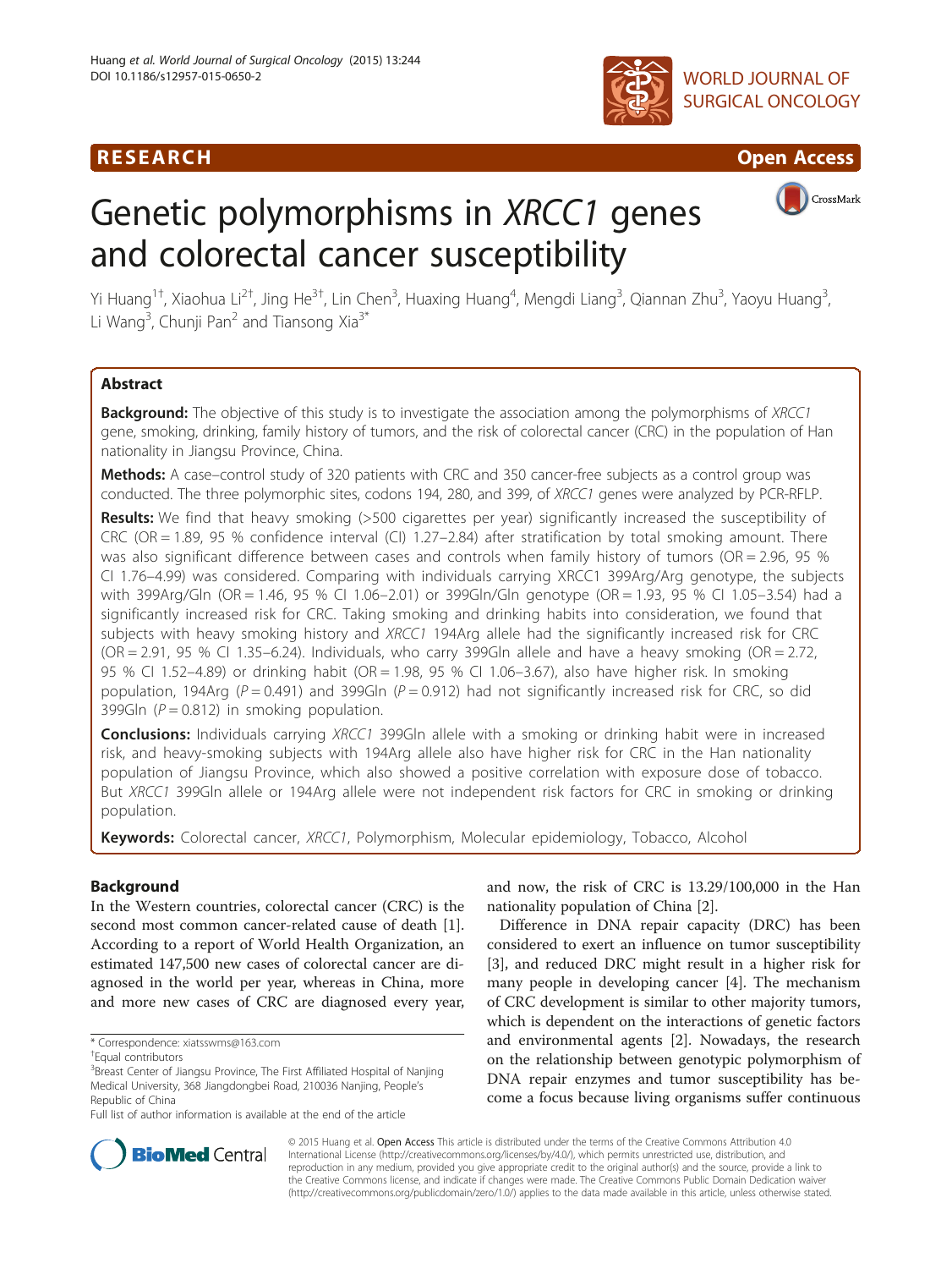RESEARCH Open Access

# Genetic polymorphisms in *XRCC1* genes and colorectal cancer susceptibility

Yi Huang[1†], Xiaohua Li[2†], Jing He[3†], Lin Chen[3], Huaxing Huang[4], Mengdi Liang[3], Qiannan Zhu[3], Yaoyu Huang[3], Li Wang[3], Chunji Pan[2] and Tiansong Xia[3*]

## Abstract

**Background:** The objective of this study is to investigate the association among the polymorphisms of *XRCC1* gene, smoking, drinking, family history of tumors, and the risk of colorectal cancer (CRC) in the population of Han nationality in Jiangsu Province, China.

**Methods:** A case–control study of 320 patients with CRC and 350 cancer-free subjects as a control group was conducted. The three polymorphic sites, codons 194, 280, and 399, of *XRCC1* genes were analyzed by PCR-RFLP.

**Results:** We find that heavy smoking (>500 cigarettes per year) significantly increased the susceptibility of CRC (OR = 1.89, 95 % confidence interval (CI) 1.27–2.84) after stratification by total smoking amount. There was also significant difference between cases and controls when family history of tumors (OR = 2.96, 95 % CI 1.76–4.99) was considered. Comparing with individuals carrying XRCC1 399Arg/Arg genotype, the subjects with 399Arg/Gln (OR = 1.46, 95 % CI 1.06–2.01) or 399Gln/Gln genotype (OR = 1.93, 95 % CI 1.05–3.54) had a significantly increased risk for CRC. Taking smoking and drinking habits into consideration, we found that subjects with heavy smoking history and *XRCC1* 194Arg allele had the significantly increased risk for CRC (OR = 2.91, 95 % CI 1.35–6.24). Individuals, who carry 399Gln allele and have a heavy smoking (OR = 2.72, 95 % CI 1.52–4.89) or drinking habit (OR = 1.98, 95 % CI 1.06–3.67), also have higher risk. In smoking population, 194Arg ($P = 0.491$) and 399Gln ($P = 0.912$) had not significantly increased risk for CRC, so did 399Gln ($P = 0.812$) in smoking population.

**Conclusions:** Individuals carrying *XRCC1* 399Gln allele with a smoking or drinking habit were in increased risk, and heavy-smoking subjects with 194Arg allele also have higher risk for CRC in the Han nationality population of Jiangsu Province, which also showed a positive correlation with exposure dose of tobacco. But *XRCC1* 399Gln allele or 194Arg allele were not independent risk factors for CRC in smoking or drinking population.

**Keywords:** Colorectal cancer, *XRCC1*, Polymorphism, Molecular epidemiology, Tobacco, Alcohol

## Background

In the Western countries, colorectal cancer (CRC) is the second most common cancer-related cause of death [1]. According to a report of World Health Organization, an estimated 147,500 new cases of colorectal cancer are diagnosed in the world per year, whereas in China, more and more new cases of CRC are diagnosed every year, and now, the risk of CRC is 13.29/100,000 in the Han nationality population of China [2].

Difference in DNA repair capacity (DRC) has been considered to exert an influence on tumor susceptibility [3], and reduced DRC might result in a higher risk for many people in developing cancer [4]. The mechanism of CRC development is similar to other majority tumors, which is dependent on the interactions of genetic factors and environmental agents [2]. Nowadays, the research on the relationship between genotypic polymorphism of DNA repair enzymes and tumor susceptibility has become a focus because living organisms suffer continuous

\* Correspondence: xiatsswms@163.com

†Equal contributors

[3]Breast Center of Jiangsu Province, The First Affiliated Hospital of Nanjing Medical University, 368 Jiangdongbei Road, 210036 Nanjing, People's Republic of China

Full list of author information is available at the end of the article

© 2015 Huang et al. Open Access This article is distributed under the terms of the Creative Commons Attribution 4.0 International License (http://creativecommons.org/licenses/by/4.0/), which permits unrestricted use, distribution, and reproduction in any medium, provided you give appropriate credit to the original author(s) and the source, provide a link to the Creative Commons license, and indicate if changes were made. The Creative Commons Public Domain Dedication waiver (http://creativecommons.org/publicdomain/zero/1.0/) applies to the data made available in this article, unless otherwise stated.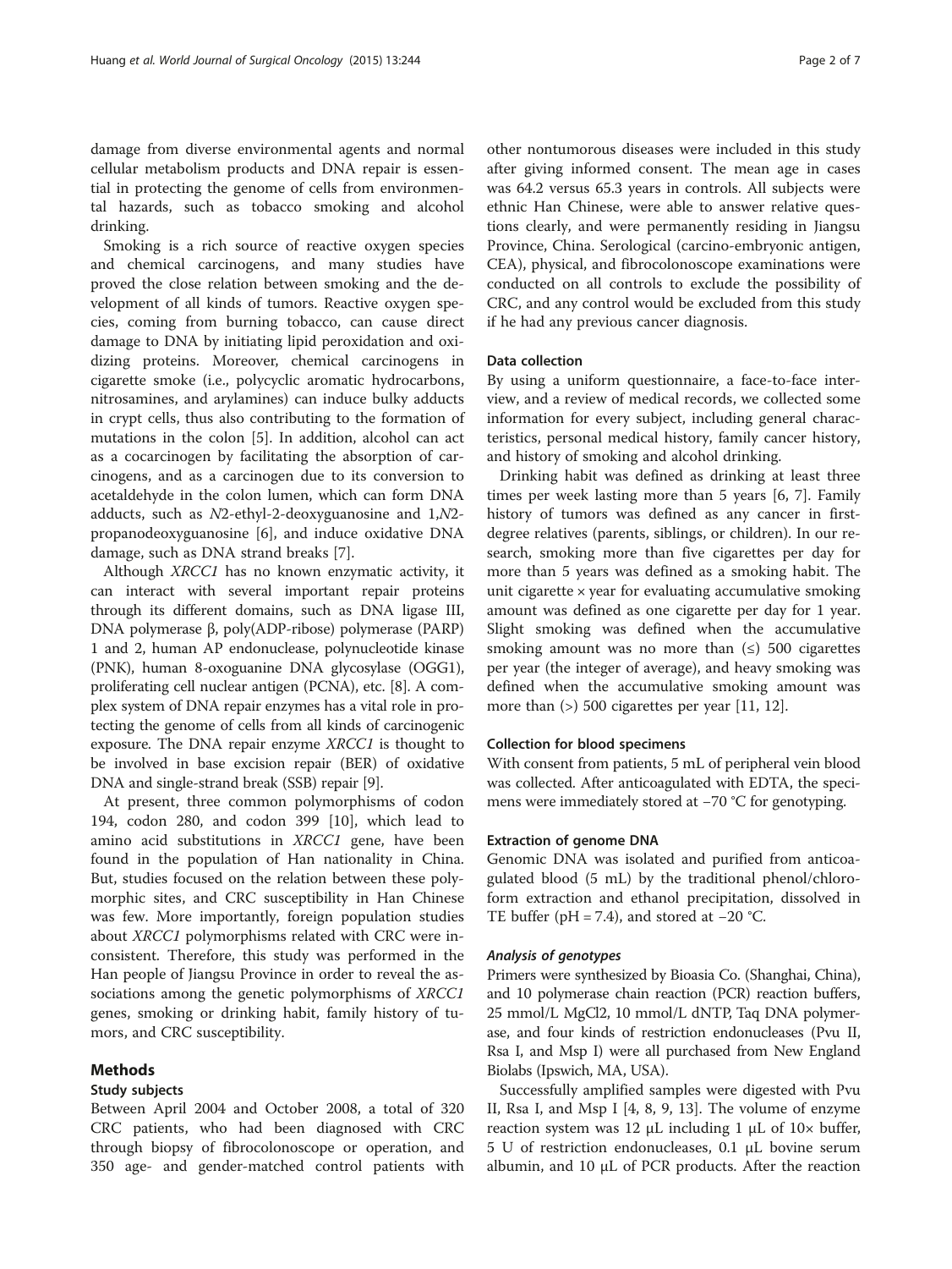damage from diverse environmental agents and normal cellular metabolism products and DNA repair is essential in protecting the genome of cells from environmental hazards, such as tobacco smoking and alcohol drinking.

Smoking is a rich source of reactive oxygen species and chemical carcinogens, and many studies have proved the close relation between smoking and the development of all kinds of tumors. Reactive oxygen species, coming from burning tobacco, can cause direct damage to DNA by initiating lipid peroxidation and oxidizing proteins. Moreover, chemical carcinogens in cigarette smoke (i.e., polycyclic aromatic hydrocarbons, nitrosamines, and arylamines) can induce bulky adducts in crypt cells, thus also contributing to the formation of mutations in the colon [5]. In addition, alcohol can act as a cocarcinogen by facilitating the absorption of carcinogens, and as a carcinogen due to its conversion to acetaldehyde in the colon lumen, which can form DNA adducts, such as *N*2-ethyl-2-deoxyguanosine and 1,*N*2-propanodeoxyguanosine [6], and induce oxidative DNA damage, such as DNA strand breaks [7].

Although *XRCC1* has no known enzymatic activity, it can interact with several important repair proteins through its different domains, such as DNA ligase III, DNA polymerase β, poly(ADP-ribose) polymerase (PARP) 1 and 2, human AP endonuclease, polynucleotide kinase (PNK), human 8-oxoguanine DNA glycosylase (OGG1), proliferating cell nuclear antigen (PCNA), etc. [8]. A complex system of DNA repair enzymes has a vital role in protecting the genome of cells from all kinds of carcinogenic exposure. The DNA repair enzyme *XRCC1* is thought to be involved in base excision repair (BER) of oxidative DNA and single-strand break (SSB) repair [9].

At present, three common polymorphisms of codon 194, codon 280, and codon 399 [10], which lead to amino acid substitutions in *XRCC1* gene, have been found in the population of Han nationality in China. But, studies focused on the relation between these polymorphic sites, and CRC susceptibility in Han Chinese was few. More importantly, foreign population studies about *XRCC1* polymorphisms related with CRC were inconsistent. Therefore, this study was performed in the Han people of Jiangsu Province in order to reveal the associations among the genetic polymorphisms of *XRCC1* genes, smoking or drinking habit, family history of tumors, and CRC susceptibility.

## Methods

### Study subjects

Between April 2004 and October 2008, a total of 320 CRC patients, who had been diagnosed with CRC through biopsy of fibrocolonoscope or operation, and 350 age- and gender-matched control patients with other nontumorous diseases were included in this study after giving informed consent. The mean age in cases was 64.2 versus 65.3 years in controls. All subjects were ethnic Han Chinese, were able to answer relative questions clearly, and were permanently residing in Jiangsu Province, China. Serological (carcino-embryonic antigen, CEA), physical, and fibrocolonoscope examinations were conducted on all controls to exclude the possibility of CRC, and any control would be excluded from this study if he had any previous cancer diagnosis.

### Data collection

By using a uniform questionnaire, a face-to-face interview, and a review of medical records, we collected some information for every subject, including general characteristics, personal medical history, family cancer history, and history of smoking and alcohol drinking.

Drinking habit was defined as drinking at least three times per week lasting more than 5 years [6, 7]. Family history of tumors was defined as any cancer in first-degree relatives (parents, siblings, or children). In our research, smoking more than five cigarettes per day for more than 5 years was defined as a smoking habit. The unit cigarette × year for evaluating accumulative smoking amount was defined as one cigarette per day for 1 year. Slight smoking was defined when the accumulative smoking amount was no more than (≤) 500 cigarettes per year (the integer of average), and heavy smoking was defined when the accumulative smoking amount was more than (>) 500 cigarettes per year [11, 12].

### Collection for blood specimens

With consent from patients, 5 mL of peripheral vein blood was collected. After anticoagulated with EDTA, the specimens were immediately stored at −70 °C for genotyping.

### Extraction of genome DNA

Genomic DNA was isolated and purified from anticoagulated blood (5 mL) by the traditional phenol/chloroform extraction and ethanol precipitation, dissolved in TE buffer (pH = 7.4), and stored at −20 °C.

#### *Analysis of genotypes*

Primers were synthesized by Bioasia Co. (Shanghai, China), and 10 polymerase chain reaction (PCR) reaction buffers, 25 mmol/L $MgCl_2$, 10 mmol/L dNTP, Taq DNA polymerase, and four kinds of restriction endonucleases (Pvu II, Rsa I, and Msp I) were all purchased from New England Biolabs (Ipswich, MA, USA).

Successfully amplified samples were digested with Pvu II, Rsa I, and Msp I [4, 8, 9, 13]. The volume of enzyme reaction system was 12 μL including 1 μL of 10× buffer, 5 U of restriction endonucleases, 0.1 μL bovine serum albumin, and 10 μL of PCR products. After the reaction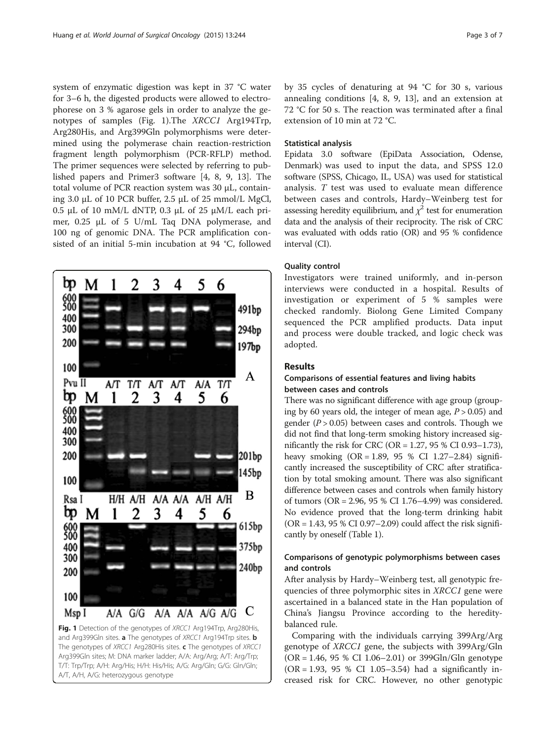system of enzymatic digestion was kept in 37 °C water for 3–6 h, the digested products were allowed to electrophorese on 3 % agarose gels in order to analyze the genotypes of samples (Fig. 1).The *XRCC1* Arg194Trp, Arg280His, and Arg399Gln polymorphisms were determined using the polymerase chain reaction-restriction fragment length polymorphism (PCR-RFLP) method. The primer sequences were selected by referring to published papers and Primer3 software [4, 8, 9, 13]. The total volume of PCR reaction system was 30 μL, containing 3.0 μL of 10 PCR buffer, 2.5 μL of 25 mmol/L MgCl, 0.5 μL of 10 mM/L dNTP, 0.3 μL of 25 μM/L each primer, 0.25 μL of 5 U/mL Taq DNA polymerase, and 100 ng of genomic DNA. The PCR amplification consisted of an initial 5-min incubation at 94 °C, followed by 35 cycles of denaturing at 94 °C for 30 s, various annealing conditions [4, 8, 9, 13], and an extension at 72 °C for 50 s. The reaction was terminated after a final extension of 10 min at 72 °C.

**Fig. 1** Detection of the genotypes of *XRCC1* Arg194Trp, Arg280His, and Arg399Gln sites. **a** The genotypes of *XRCC1* Arg194Trp sites. **b** The genotypes of *XRCC1* Arg280His sites. **c** The genotypes of *XRCC1* Arg399Gln sites; M: DNA marker ladder; A/A: Arg/Arg; A/T: Arg/Trp; T/T: Trp/Trp; A/H: Arg/His; H/H: His/His; A/G: Arg/Gln; G/G: Gln/Gln; A/T, A/H, A/G: heterozygous genotype

### Statistical analysis

Epidata 3.0 software (EpiData Association, Odense, Denmark) was used to input the data, and SPSS 12.0 software (SPSS, Chicago, IL, USA) was used for statistical analysis. *T* test was used to evaluate mean difference between cases and controls, Hardy–Weinberg test for assessing heredity equilibrium, and $\chi^2$ test for enumeration data and the analysis of their reciprocity. The risk of CRC was evaluated with odds ratio (OR) and 95 % confidence interval (CI).

### Quality control

Investigators were trained uniformly, and in-person interviews were conducted in a hospital. Results of investigation or experiment of 5 % samples were checked randomly. Biolong Gene Limited Company sequenced the PCR amplified products. Data input and process were double tracked, and logic check was adopted.

## Results

### Comparisons of essential features and living habits between cases and controls

There was no significant difference with age group (grouping by 60 years old, the integer of mean age, $P > 0.05$) and gender ($P > 0.05$) between cases and controls. Though we did not find that long-term smoking history increased significantly the risk for CRC (OR = 1.27, 95 % CI 0.93–1.73), heavy smoking (OR = 1.89, 95 % CI 1.27–2.84) significantly increased the susceptibility of CRC after stratification by total smoking amount. There was also significant difference between cases and controls when family history of tumors (OR = 2.96, 95 % CI 1.76–4.99) was considered. No evidence proved that the long-term drinking habit (OR = 1.43, 95 % CI 0.97–2.09) could affect the risk significantly by oneself (Table 1).

### Comparisons of genotypic polymorphisms between cases and controls

After analysis by Hardy–Weinberg test, all genotypic frequencies of three polymorphic sites in *XRCC1* gene were ascertained in a balanced state in the Han population of China's Jiangsu Province according to the heredity-balanced rule.

Comparing with the individuals carrying 399Arg/Arg genotype of *XRCC1* gene, the subjects with 399Arg/Gln (OR = 1.46, 95 % CI 1.06–2.01) or 399Gln/Gln genotype (OR = 1.93, 95 % CI 1.05–3.54) had a significantly increased risk for CRC. However, no other genotypic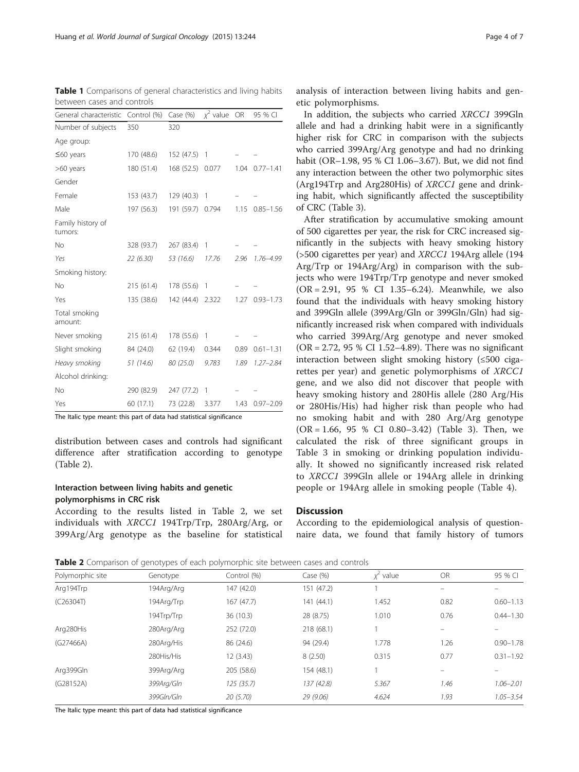**Table 1** Comparisons of general characteristics and living habits between cases and controls

| General characteristic | Control (%) | Case (%) | $\chi^2$ value | OR | 95 % CI |
|---|---|---|---|---|---|
| Number of subjects | 350 | 320 | | | |
| Age group: | | | | | |
| ≤60 years | 170 (48.6) | 152 (47.5) | 1 | – | – |
| >60 years | 180 (51.4) | 168 (52.5) | 0.077 | 1.04 | 0.77–1.41 |
| Gender | | | | | |
| Female | 153 (43.7) | 129 (40.3) | 1 | – | – |
| Male | 197 (56.3) | 191 (59.7) | 0.794 | 1.15 | 0.85–1.56 |
| Family history of tumors: | | | | | |
| No | 328 (93.7) | 267 (83.4) | 1 | – | – |
| *Yes* | *22 (6.30)* | *53 (16.6)* | *17.76* | *2.96* | *1.76–4.99* |
| Smoking history: | | | | | |
| No | 215 (61.4) | 178 (55.6) | 1 | – | – |
| Yes | 135 (38.6) | 142 (44.4) | 2.322 | 1.27 | 0.93–1.73 |
| Total smoking amount: | | | | | |
| Never smoking | 215 (61.4) | 178 (55.6) | 1 | – | – |
| Slight smoking | 84 (24.0) | 62 (19.4) | 0.344 | 0.89 | 0.61–1.31 |
| *Heavy smoking* | *51 (14.6)* | *80 (25.0)* | *9.783* | *1.89* | *1.27–2.84* |
| Alcohol drinking: | | | | | |
| No | 290 (82.9) | 247 (77.2) | 1 | – | – |
| Yes | 60 (17.1) | 73 (22.8) | 3.377 | 1.43 | 0.97–2.09 |

The Italic type meant: this part of data had statistical significance

distribution between cases and controls had significant difference after stratification according to genotype (Table 2).

### Interaction between living habits and genetic polymorphisms in CRC risk

According to the results listed in Table 2, we set individuals with *XRCC1* 194Trp/Trp, 280Arg/Arg, or 399Arg/Arg genotype as the baseline for statistical analysis of interaction between living habits and genetic polymorphisms.

In addition, the subjects who carried *XRCC1* 399Gln allele and had a drinking habit were in a significantly higher risk for CRC in comparison with the subjects who carried 399Arg/Arg genotype and had no drinking habit (OR–1.98, 95 % CI 1.06–3.67). But, we did not find any interaction between the other two polymorphic sites (Arg194Trp and Arg280His) of *XRCC1* gene and drinking habit, which significantly affected the susceptibility of CRC (Table 3).

After stratification by accumulative smoking amount of 500 cigarettes per year, the risk for CRC increased significantly in the subjects with heavy smoking history (>500 cigarettes per year) and *XRCC1* 194Arg allele (194 Arg/Trp or 194Arg/Arg) in comparison with the subjects who were 194Trp/Trp genotype and never smoked (OR = 2.91, 95 % CI 1.35–6.24). Meanwhile, we also found that the individuals with heavy smoking history and 399Gln allele (399Arg/Gln or 399Gln/Gln) had significantly increased risk when compared with individuals who carried 399Arg/Arg genotype and never smoked (OR = 2.72, 95 % CI 1.52–4.89). There was no significant interaction between slight smoking history (≤500 cigarettes per year) and genetic polymorphisms of *XRCC1* gene, and we also did not discover that people with heavy smoking history and 280His allele (280 Arg/His or 280His/His) had higher risk than people who had no smoking habit and with 280 Arg/Arg genotype (OR = 1.66, 95 % CI 0.80–3.42) (Table 3). Then, we calculated the risk of three significant groups in Table 3 in smoking or drinking population individually. It showed no significantly increased risk related to *XRCC1* 399Gln allele or 194Arg allele in drinking people or 194Arg allele in smoking people (Table 4).

## Discussion

According to the epidemiological analysis of questionnaire data, we found that family history of tumors

**Table 2** Comparison of genotypes of each polymorphic site between cases and controls

| Polymorphic site | Genotype | Control (%) | Case (%) | $\chi^2$ value | OR | 95 % CI |
|---|---|---|---|---|---|---|
| Arg194Trp | 194Arg/Arg | 147 (42.0) | 151 (47.2) | 1 | – | – |
| (C26304T) | 194Arg/Trp | 167 (47.7) | 141 (44.1) | 1.452 | 0.82 | 0.60–1.13 |
| | 194Trp/Trp | 36 (10.3) | 28 (8.75) | 1.010 | 0.76 | 0.44–1.30 |
| Arg280His | 280Arg/Arg | 252 (72.0) | 218 (68.1) | 1 | – | – |
| (G27466A) | 280Arg/His | 86 (24.6) | 94 (29.4) | 1.778 | 1.26 | 0.90–1.78 |
| | 280His/His | 12 (3.43) | 8 (2.50) | 0.315 | 0.77 | 0.31–1.92 |
| Arg399Gln | 399Arg/Arg | 205 (58.6) | 154 (48.1) | 1 | – | – |
| (G28152A) | *399Arg/Gln* | *125 (35.7)* | *137 (42.8)* | *5.367* | *1.46* | *1.06–2.01* |
| | *399Gln/Gln* | *20 (5.70)* | *29 (9.06)* | *4.624* | *1.93* | *1.05–3.54* |

The Italic type meant: this part of data had statistical significance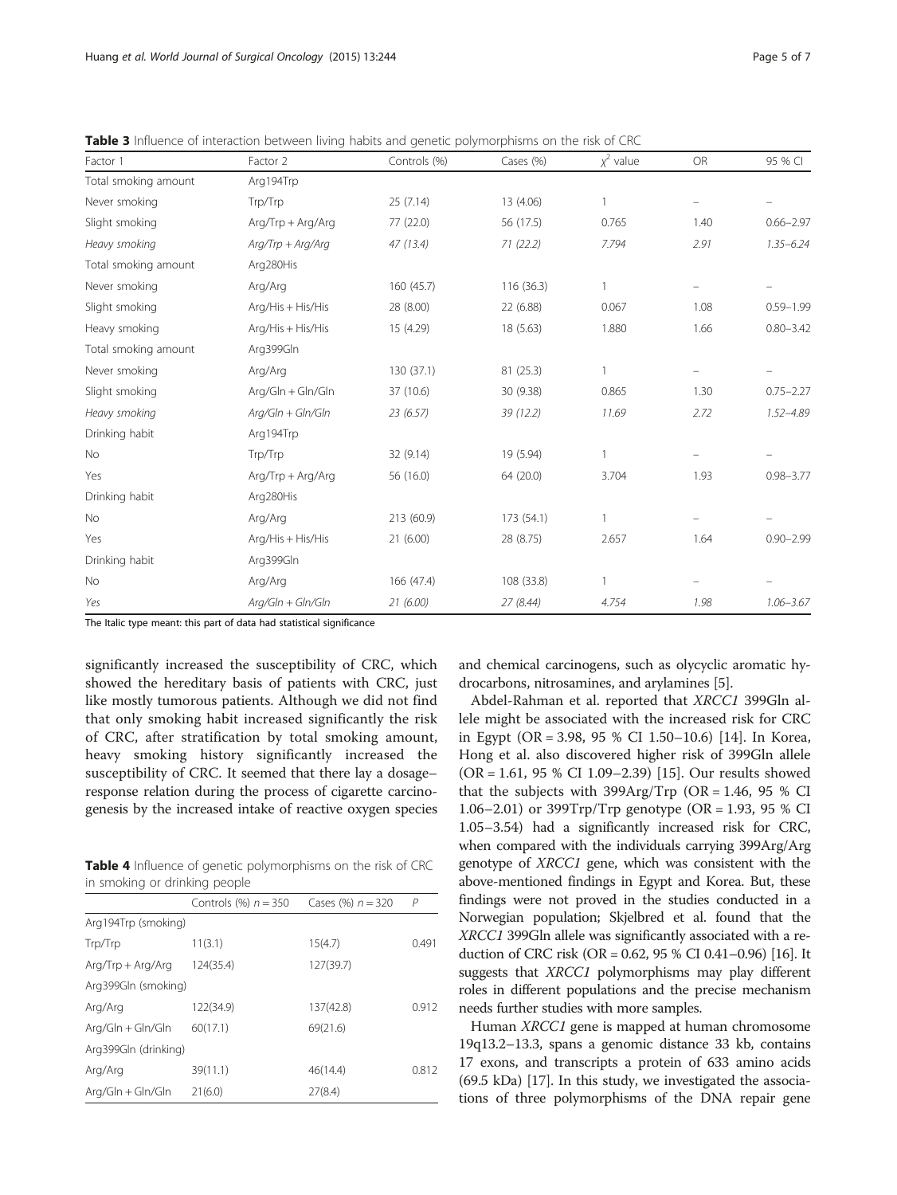**Table 3** Influence of interaction between living habits and genetic polymorphisms on the risk of CRC

| Factor 1 | Factor 2 | Controls (%) | Cases (%) | $\chi^2$ value | OR | 95 % CI |
|---|---|---|---|---|---|---|
| Total smoking amount | Arg194Trp | | | | | |
| Never smoking | Trp/Trp | 25 (7.14) | 13 (4.06) | 1 | – | – |
| Slight smoking | Arg/Trp + Arg/Arg | 77 (22.0) | 56 (17.5) | 0.765 | 1.40 | 0.66–2.97 |
| *Heavy smoking* | *Arg/Trp + Arg/Arg* | *47 (13.4)* | *71 (22.2)* | *7.794* | *2.91* | *1.35–6.24* |
| Total smoking amount | Arg280His | | | | | |
| Never smoking | Arg/Arg | 160 (45.7) | 116 (36.3) | 1 | – | – |
| Slight smoking | Arg/His + His/His | 28 (8.00) | 22 (6.88) | 0.067 | 1.08 | 0.59–1.99 |
| Heavy smoking | Arg/His + His/His | 15 (4.29) | 18 (5.63) | 1.880 | 1.66 | 0.80–3.42 |
| Total smoking amount | Arg399Gln | | | | | |
| Never smoking | Arg/Arg | 130 (37.1) | 81 (25.3) | 1 | – | – |
| Slight smoking | Arg/Gln + Gln/Gln | 37 (10.6) | 30 (9.38) | 0.865 | 1.30 | 0.75–2.27 |
| *Heavy smoking* | *Arg/Gln + Gln/Gln* | *23 (6.57)* | *39 (12.2)* | *11.69* | *2.72* | *1.52–4.89* |
| Drinking habit | Arg194Trp | | | | | |
| No | Trp/Trp | 32 (9.14) | 19 (5.94) | 1 | – | – |
| Yes | Arg/Trp + Arg/Arg | 56 (16.0) | 64 (20.0) | 3.704 | 1.93 | 0.98–3.77 |
| Drinking habit | Arg280His | | | | | |
| No | Arg/Arg | 213 (60.9) | 173 (54.1) | 1 | – | – |
| Yes | Arg/His + His/His | 21 (6.00) | 28 (8.75) | 2.657 | 1.64 | 0.90–2.99 |
| Drinking habit | Arg399Gln | | | | | |
| No | Arg/Arg | 166 (47.4) | 108 (33.8) | 1 | – | – |
| *Yes* | *Arg/Gln + Gln/Gln* | *21 (6.00)* | *27 (8.44)* | *4.754* | *1.98* | *1.06–3.67* |

The Italic type meant: this part of data had statistical significance

significantly increased the susceptibility of CRC, which showed the hereditary basis of patients with CRC, just like mostly tumorous patients. Although we did not find that only smoking habit increased significantly the risk of CRC, after stratification by total smoking amount, heavy smoking history significantly increased the susceptibility of CRC. It seemed that there lay a dosage–response relation during the process of cigarette carcinogenesis by the increased intake of reactive oxygen species and chemical carcinogens, such as olycyclic aromatic hydrocarbons, nitrosamines, and arylamines [5].

**Table 4** Influence of genetic polymorphisms on the risk of CRC in smoking or drinking people

| | Controls (%) $n = 350$ | Cases (%) $n = 320$ | $P$ |
|---|---|---|---|
| Arg194Trp (smoking) | | | |
| Trp/Trp | 11(3.1) | 15(4.7) | 0.491 |
| Arg/Trp + Arg/Arg | 124(35.4) | 127(39.7) | |
| Arg399Gln (smoking) | | | |
| Arg/Arg | 122(34.9) | 137(42.8) | 0.912 |
| Arg/Gln + Gln/Gln | 60(17.1) | 69(21.6) | |
| Arg399Gln (drinking) | | | |
| Arg/Arg | 39(11.1) | 46(14.4) | 0.812 |
| Arg/Gln + Gln/Gln | 21(6.0) | 27(8.4) | |

Abdel-Rahman et al. reported that *XRCC1* 399Gln allele might be associated with the increased risk for CRC in Egypt (OR = 3.98, 95 % CI 1.50–10.6) [14]. In Korea, Hong et al. also discovered higher risk of 399Gln allele (OR = 1.61, 95 % CI 1.09–2.39) [15]. Our results showed that the subjects with 399Arg/Trp (OR = 1.46, 95 % CI 1.06–2.01) or 399Trp/Trp genotype (OR = 1.93, 95 % CI 1.05–3.54) had a significantly increased risk for CRC, when compared with the individuals carrying 399Arg/Arg genotype of *XRCC1* gene, which was consistent with the above-mentioned findings in Egypt and Korea. But, these findings were not proved in the studies conducted in a Norwegian population; Skjelbred et al. found that the *XRCC1* 399Gln allele was significantly associated with a reduction of CRC risk (OR = 0.62, 95 % CI 0.41–0.96) [16]. It suggests that *XRCC1* polymorphisms may play different roles in different populations and the precise mechanism needs further studies with more samples.

Human *XRCC1* gene is mapped at human chromosome 19q13.2–13.3, spans a genomic distance 33 kb, contains 17 exons, and transcripts a protein of 633 amino acids (69.5 kDa) [17]. In this study, we investigated the associations of three polymorphisms of the DNA repair gene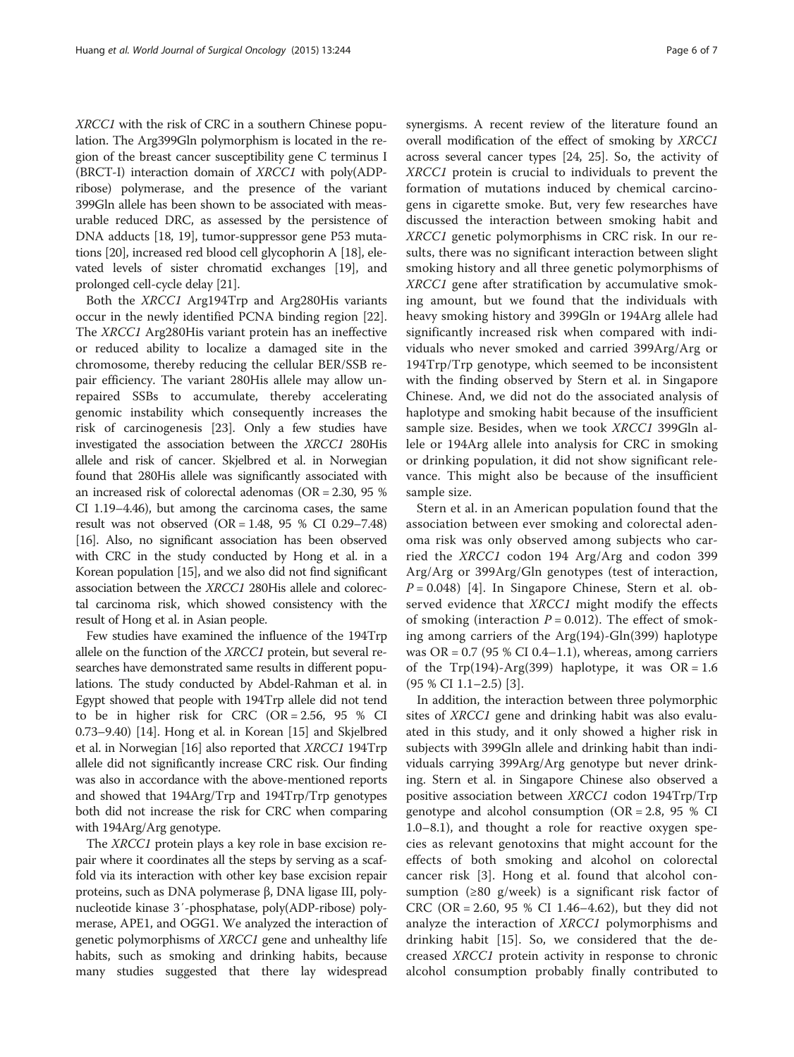*XRCC1* with the risk of CRC in a southern Chinese population. The Arg399Gln polymorphism is located in the region of the breast cancer susceptibility gene C terminus I (BRCT-I) interaction domain of *XRCC1* with poly(ADP-ribose) polymerase, and the presence of the variant 399Gln allele has been shown to be associated with measurable reduced DRC, as assessed by the persistence of DNA adducts [18, 19], tumor-suppressor gene P53 mutations [20], increased red blood cell glycophorin A [18], elevated levels of sister chromatid exchanges [19], and prolonged cell-cycle delay [21].

Both the *XRCC1* Arg194Trp and Arg280His variants occur in the newly identified PCNA binding region [22]. The *XRCC1* Arg280His variant protein has an ineffective or reduced ability to localize a damaged site in the chromosome, thereby reducing the cellular BER/SSB repair efficiency. The variant 280His allele may allow unrepaired SSBs to accumulate, thereby accelerating genomic instability which consequently increases the risk of carcinogenesis [23]. Only a few studies have investigated the association between the *XRCC1* 280His allele and risk of cancer. Skjelbred et al. in Norwegian found that 280His allele was significantly associated with an increased risk of colorectal adenomas (OR = 2.30, 95 % CI 1.19–4.46), but among the carcinoma cases, the same result was not observed (OR = 1.48, 95 % CI 0.29–7.48) [16]. Also, no significant association has been observed with CRC in the study conducted by Hong et al. in a Korean population [15], and we also did not find significant association between the *XRCC1* 280His allele and colorectal carcinoma risk, which showed consistency with the result of Hong et al. in Asian people.

Few studies have examined the influence of the 194Trp allele on the function of the *XRCC1* protein, but several researches have demonstrated same results in different populations. The study conducted by Abdel-Rahman et al. in Egypt showed that people with 194Trp allele did not tend to be in higher risk for CRC (OR = 2.56, 95 % CI 0.73–9.40) [14]. Hong et al. in Korean [15] and Skjelbred et al. in Norwegian [16] also reported that *XRCC1* 194Trp allele did not significantly increase CRC risk. Our finding was also in accordance with the above-mentioned reports and showed that 194Arg/Trp and 194Trp/Trp genotypes both did not increase the risk for CRC when comparing with 194Arg/Arg genotype.

The *XRCC1* protein plays a key role in base excision repair where it coordinates all the steps by serving as a scaffold via its interaction with other key base excision repair proteins, such as DNA polymerase β, DNA ligase III, polynucleotide kinase 3′-phosphatase, poly(ADP-ribose) polymerase, APE1, and OGG1. We analyzed the interaction of genetic polymorphisms of *XRCC1* gene and unhealthy life habits, such as smoking and drinking habits, because many studies suggested that there lay widespread synergisms. A recent review of the literature found an overall modification of the effect of smoking by *XRCC1* across several cancer types [24, 25]. So, the activity of *XRCC1* protein is crucial to individuals to prevent the formation of mutations induced by chemical carcinogens in cigarette smoke. But, very few researches have discussed the interaction between smoking habit and *XRCC1* genetic polymorphisms in CRC risk. In our results, there was no significant interaction between slight smoking history and all three genetic polymorphisms of *XRCC1* gene after stratification by accumulative smoking amount, but we found that the individuals with heavy smoking history and 399Gln or 194Arg allele had significantly increased risk when compared with individuals who never smoked and carried 399Arg/Arg or 194Trp/Trp genotype, which seemed to be inconsistent with the finding observed by Stern et al. in Singapore Chinese. And, we did not do the associated analysis of haplotype and smoking habit because of the insufficient sample size. Besides, when we took *XRCC1* 399Gln allele or 194Arg allele into analysis for CRC in smoking or drinking population, it did not show significant relevance. This might also be because of the insufficient sample size.

Stern et al. in an American population found that the association between ever smoking and colorectal adenoma risk was only observed among subjects who carried the *XRCC1* codon 194 Arg/Arg and codon 399 Arg/Arg or 399Arg/Gln genotypes (test of interaction, $P = 0.048$) [4]. In Singapore Chinese, Stern et al. observed evidence that *XRCC1* might modify the effects of smoking (interaction $P = 0.012$). The effect of smoking among carriers of the Arg(194)-Gln(399) haplotype was OR = 0.7 (95 % CI 0.4–1.1), whereas, among carriers of the Trp(194)-Arg(399) haplotype, it was OR = 1.6 (95 % CI 1.1–2.5) [3].

In addition, the interaction between three polymorphic sites of *XRCC1* gene and drinking habit was also evaluated in this study, and it only showed a higher risk in subjects with 399Gln allele and drinking habit than individuals carrying 399Arg/Arg genotype but never drinking. Stern et al. in Singapore Chinese also observed a positive association between *XRCC1* codon 194Trp/Trp genotype and alcohol consumption (OR = 2.8, 95 % CI 1.0–8.1), and thought a role for reactive oxygen species as relevant genotoxins that might account for the effects of both smoking and alcohol on colorectal cancer risk [3]. Hong et al. found that alcohol consumption (≥80 g/week) is a significant risk factor of CRC (OR = 2.60, 95 % CI 1.46–4.62), but they did not analyze the interaction of *XRCC1* polymorphisms and drinking habit [15]. So, we considered that the decreased *XRCC1* protein activity in response to chronic alcohol consumption probably finally contributed to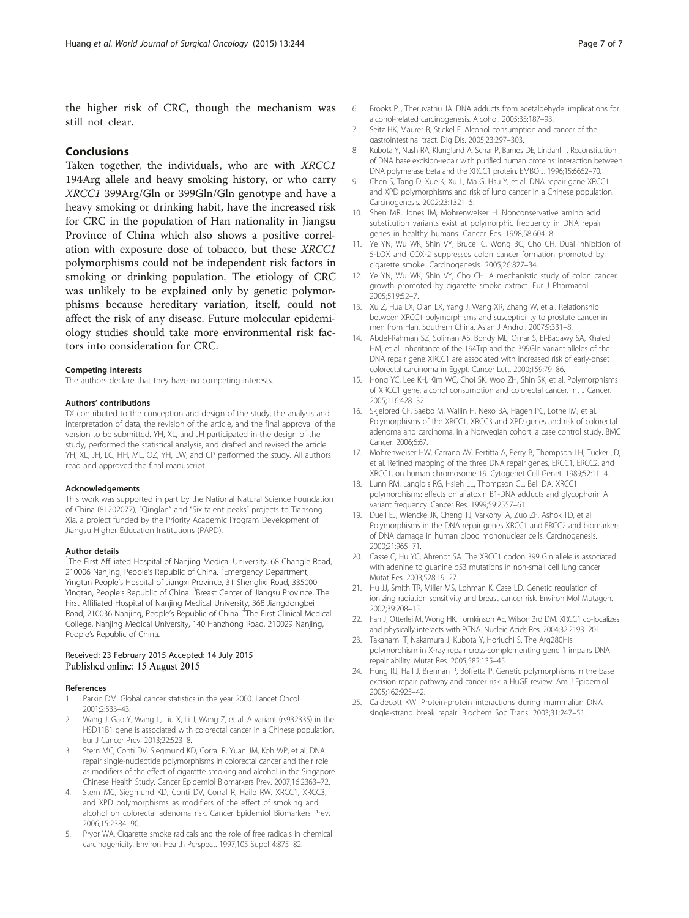the higher risk of CRC, though the mechanism was still not clear.

## Conclusions

Taken together, the individuals, who are with *XRCC1* 194Arg allele and heavy smoking history, or who carry *XRCC1* 399Arg/Gln or 399Gln/Gln genotype and have a heavy smoking or drinking habit, have the increased risk for CRC in the population of Han nationality in Jiangsu Province of China which also shows a positive correlation with exposure dose of tobacco, but these *XRCC1* polymorphisms could not be independent risk factors in smoking or drinking population. The etiology of CRC was unlikely to be explained only by genetic polymorphisms because hereditary variation, itself, could not affect the risk of any disease. Future molecular epidemiology studies should take more environmental risk factors into consideration for CRC.

#### Competing interests

The authors declare that they have no competing interests.

#### Authors' contributions

TX contributed to the conception and design of the study, the analysis and interpretation of data, the revision of the article, and the final approval of the version to be submitted. YH, XL, and JH participated in the design of the study, performed the statistical analysis, and drafted and revised the article. YH, XL, JH, LC, HH, ML, QZ, YH, LW, and CP performed the study. All authors read and approved the final manuscript.

#### Acknowledgements

This work was supported in part by the National Natural Science Foundation of China (81202077), "Qinglan" and "Six talent peaks" projects to Tiansong Xia, a project funded by the Priority Academic Program Development of Jiangsu Higher Education Institutions (PAPD).

#### Author details

[1]The First Affiliated Hospital of Nanjing Medical University, 68 Changle Road, 210006 Nanjing, People's Republic of China. [2]Emergency Department, Yingtan People's Hospital of Jiangxi Province, 31 Shenglixi Road, 335000 Yingtan, People's Republic of China. [3]Breast Center of Jiangsu Province, The First Affiliated Hospital of Nanjing Medical University, 368 Jiangdongbei Road, 210036 Nanjing, People's Republic of China. [4]The First Clinical Medical College, Nanjing Medical University, 140 Hanzhong Road, 210029 Nanjing, People's Republic of China.

Received: 23 February 2015 Accepted: 14 July 2015
Published online: 15 August 2015

#### References

1. Parkin DM. Global cancer statistics in the year 2000. Lancet Oncol. 2001;2:533–43.
2. Wang J, Gao Y, Wang L, Liu X, Li J, Wang Z, et al. A variant (rs932335) in the HSD11B1 gene is associated with colorectal cancer in a Chinese population. Eur J Cancer Prev. 2013;22:523–8.
3. Stern MC, Conti DV, Siegmund KD, Corral R, Yuan JM, Koh WP, et al. DNA repair single-nucleotide polymorphisms in colorectal cancer and their role as modifiers of the effect of cigarette smoking and alcohol in the Singapore Chinese Health Study. Cancer Epidemiol Biomarkers Prev. 2007;16:2363–72.
4. Stern MC, Siegmund KD, Conti DV, Corral R, Haile RW. XRCC1, XRCC3, and XPD polymorphisms as modifiers of the effect of smoking and alcohol on colorectal adenoma risk. Cancer Epidemiol Biomarkers Prev. 2006;15:2384–90.
5. Pryor WA. Cigarette smoke radicals and the role of free radicals in chemical carcinogenicity. Environ Health Perspect. 1997;105 Suppl 4:875–82.
6. Brooks PJ, Theruvathu JA. DNA adducts from acetaldehyde: implications for alcohol-related carcinogenesis. Alcohol. 2005;35:187–93.
7. Seitz HK, Maurer B, Stickel F. Alcohol consumption and cancer of the gastrointestinal tract. Dig Dis. 2005;23:297–303.
8. Kubota Y, Nash RA, Klungland A, Schar P, Barnes DE, Lindahl T. Reconstitution of DNA base excision-repair with purified human proteins: interaction between DNA polymerase beta and the XRCC1 protein. EMBO J. 1996;15:6662–70.
9. Chen S, Tang D, Xue K, Xu L, Ma G, Hsu Y, et al. DNA repair gene XRCC1 and XPD polymorphisms and risk of lung cancer in a Chinese population. Carcinogenesis. 2002;23:1321–5.
10. Shen MR, Jones IM, Mohrenweiser H. Nonconservative amino acid substitution variants exist at polymorphic frequency in DNA repair genes in healthy humans. Cancer Res. 1998;58:604–8.
11. Ye YN, Wu WK, Shin VY, Bruce IC, Wong BC, Cho CH. Dual inhibition of 5-LOX and COX-2 suppresses colon cancer formation promoted by cigarette smoke. Carcinogenesis. 2005;26:827–34.
12. Ye YN, Wu WK, Shin VY, Cho CH. A mechanistic study of colon cancer growth promoted by cigarette smoke extract. Eur J Pharmacol. 2005;519:52–7.
13. Xu Z, Hua LX, Qian LX, Yang J, Wang XR, Zhang W, et al. Relationship between XRCC1 polymorphisms and susceptibility to prostate cancer in men from Han, Southern China. Asian J Androl. 2007;9:331–8.
14. Abdel-Rahman SZ, Soliman AS, Bondy ML, Omar S, El-Badawy SA, Khaled HM, et al. Inheritance of the 194Trp and the 399Gln variant alleles of the DNA repair gene XRCC1 are associated with increased risk of early-onset colorectal carcinoma in Egypt. Cancer Lett. 2000;159:79–86.
15. Hong YC, Lee KH, Kim WC, Choi SK, Woo ZH, Shin SK, et al. Polymorphisms of XRCC1 gene, alcohol consumption and colorectal cancer. Int J Cancer. 2005;116:428–32.
16. Skjelbred CF, Saebo M, Wallin H, Nexo BA, Hagen PC, Lothe IM, et al. Polymorphisms of the XRCC1, XRCC3 and XPD genes and risk of colorectal adenoma and carcinoma, in a Norwegian cohort: a case control study. BMC Cancer. 2006;6:67.
17. Mohrenweiser HW, Carrano AV, Fertitta A, Perry B, Thompson LH, Tucker JD, et al. Refined mapping of the three DNA repair genes, ERCC1, ERCC2, and XRCC1, on human chromosome 19. Cytogenet Cell Genet. 1989;52:11–4.
18. Lunn RM, Langlois RG, Hsieh LL, Thompson CL, Bell DA. XRCC1 polymorphisms: effects on aflatoxin B1-DNA adducts and glycophorin A variant frequency. Cancer Res. 1999;59:2557–61.
19. Duell EJ, Wiencke JK, Cheng TJ, Varkonyi A, Zuo ZF, Ashok TD, et al. Polymorphisms in the DNA repair genes XRCC1 and ERCC2 and biomarkers of DNA damage in human blood mononuclear cells. Carcinogenesis. 2000;21:965–71.
20. Casse C, Hu YC, Ahrendt SA. The XRCC1 codon 399 Gln allele is associated with adenine to guanine p53 mutations in non-small cell lung cancer. Mutat Res. 2003;528:19–27.
21. Hu JJ, Smith TR, Miller MS, Lohman K, Case LD. Genetic regulation of ionizing radiation sensitivity and breast cancer risk. Environ Mol Mutagen. 2002;39:208–15.
22. Fan J, Otterlei M, Wong HK, Tomkinson AE, Wilson 3rd DM. XRCC1 co-localizes and physically interacts with PCNA. Nucleic Acids Res. 2004;32:2193–201.
23. Takanami T, Nakamura J, Kubota Y, Horiuchi S. The Arg280His polymorphism in X-ray repair cross-complementing gene 1 impairs DNA repair ability. Mutat Res. 2005;582:135–45.
24. Hung RJ, Hall J, Brennan P, Boffetta P. Genetic polymorphisms in the base excision repair pathway and cancer risk: a HuGE review. Am J Epidemiol. 2005;162:925–42.
25. Caldecott KW. Protein-protein interactions during mammalian DNA single-strand break repair. Biochem Soc Trans. 2003;31:247–51.